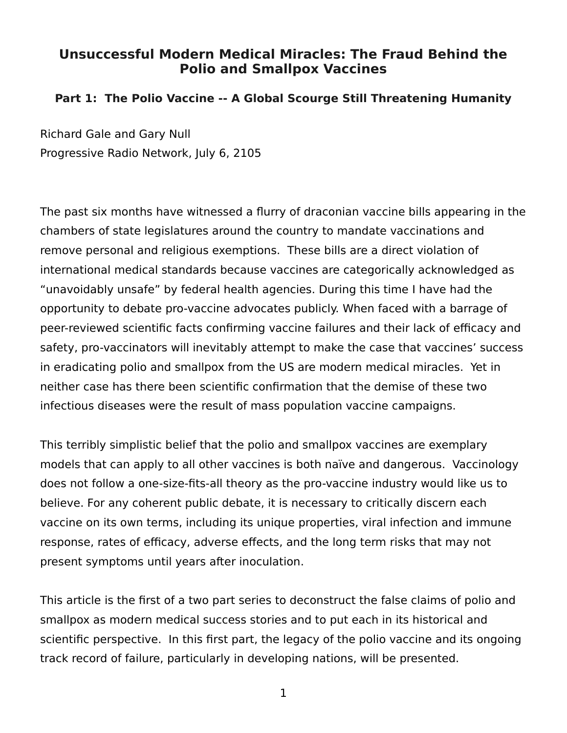# Unsuccessful Modern Medical Miracles: The Fraud Behind the Polio and Smallpox Vaccines

### Part 1: The Polio Vaccine -- A Global Scourge Still Threatening Humanity

Richard Gale and Gary Null
Progressive Radio Network, July 6, 2105

The past six months have witnessed a flurry of draconian vaccine bills appearing in the chambers of state legislatures around the country to mandate vaccinations and remove personal and religious exemptions. These bills are a direct violation of international medical standards because vaccines are categorically acknowledged as "unavoidably unsafe" by federal health agencies. During this time I have had the opportunity to debate pro-vaccine advocates publicly. When faced with a barrage of peer-reviewed scientific facts confirming vaccine failures and their lack of efficacy and safety, pro-vaccinators will inevitably attempt to make the case that vaccines' success in eradicating polio and smallpox from the US are modern medical miracles. Yet in neither case has there been scientific confirmation that the demise of these two infectious diseases were the result of mass population vaccine campaigns.

This terribly simplistic belief that the polio and smallpox vaccines are exemplary models that can apply to all other vaccines is both naïve and dangerous. Vaccinology does not follow a one-size-fits-all theory as the pro-vaccine industry would like us to believe. For any coherent public debate, it is necessary to critically discern each vaccine on its own terms, including its unique properties, viral infection and immune response, rates of efficacy, adverse effects, and the long term risks that may not present symptoms until years after inoculation.

This article is the first of a two part series to deconstruct the false claims of polio and smallpox as modern medical success stories and to put each in its historical and scientific perspective. In this first part, the legacy of the polio vaccine and its ongoing track record of failure, particularly in developing nations, will be presented.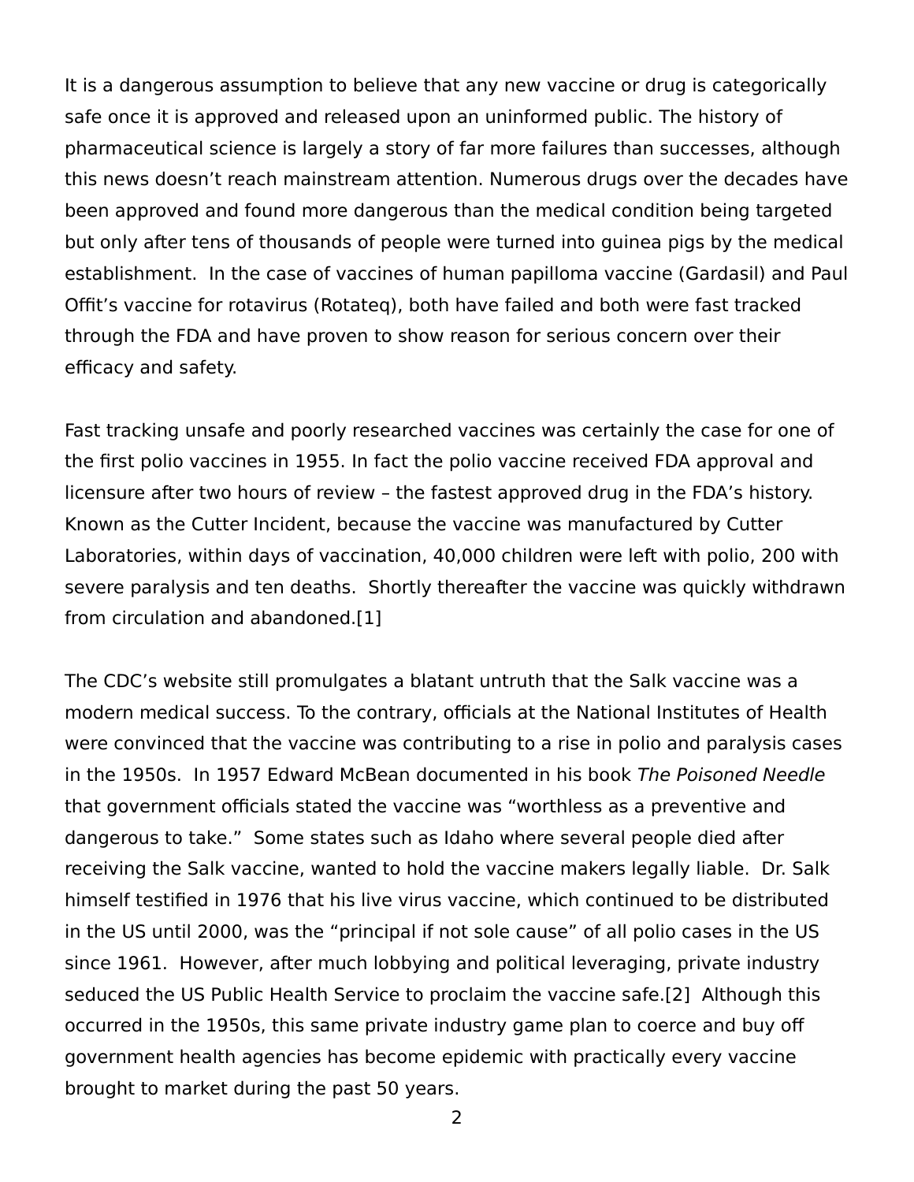It is a dangerous assumption to believe that any new vaccine or drug is categorically safe once it is approved and released upon an uninformed public. The history of pharmaceutical science is largely a story of far more failures than successes, although this news doesn't reach mainstream attention. Numerous drugs over the decades have been approved and found more dangerous than the medical condition being targeted but only after tens of thousands of people were turned into guinea pigs by the medical establishment. In the case of vaccines of human papilloma vaccine (Gardasil) and Paul Offit's vaccine for rotavirus (Rotateq), both have failed and both were fast tracked through the FDA and have proven to show reason for serious concern over their efficacy and safety.

Fast tracking unsafe and poorly researched vaccines was certainly the case for one of the first polio vaccines in 1955. In fact the polio vaccine received FDA approval and licensure after two hours of review – the fastest approved drug in the FDA's history. Known as the Cutter Incident, because the vaccine was manufactured by Cutter Laboratories, within days of vaccination, 40,000 children were left with polio, 200 with severe paralysis and ten deaths. Shortly thereafter the vaccine was quickly withdrawn from circulation and abandoned.[1]

The CDC's website still promulgates a blatant untruth that the Salk vaccine was a modern medical success. To the contrary, officials at the National Institutes of Health were convinced that the vaccine was contributing to a rise in polio and paralysis cases in the 1950s. In 1957 Edward McBean documented in his book *The Poisoned Needle* that government officials stated the vaccine was "worthless as a preventive and dangerous to take." Some states such as Idaho where several people died after receiving the Salk vaccine, wanted to hold the vaccine makers legally liable. Dr. Salk himself testified in 1976 that his live virus vaccine, which continued to be distributed in the US until 2000, was the "principal if not sole cause" of all polio cases in the US since 1961. However, after much lobbying and political leveraging, private industry seduced the US Public Health Service to proclaim the vaccine safe.[2] Although this occurred in the 1950s, this same private industry game plan to coerce and buy off government health agencies has become epidemic with practically every vaccine brought to market during the past 50 years.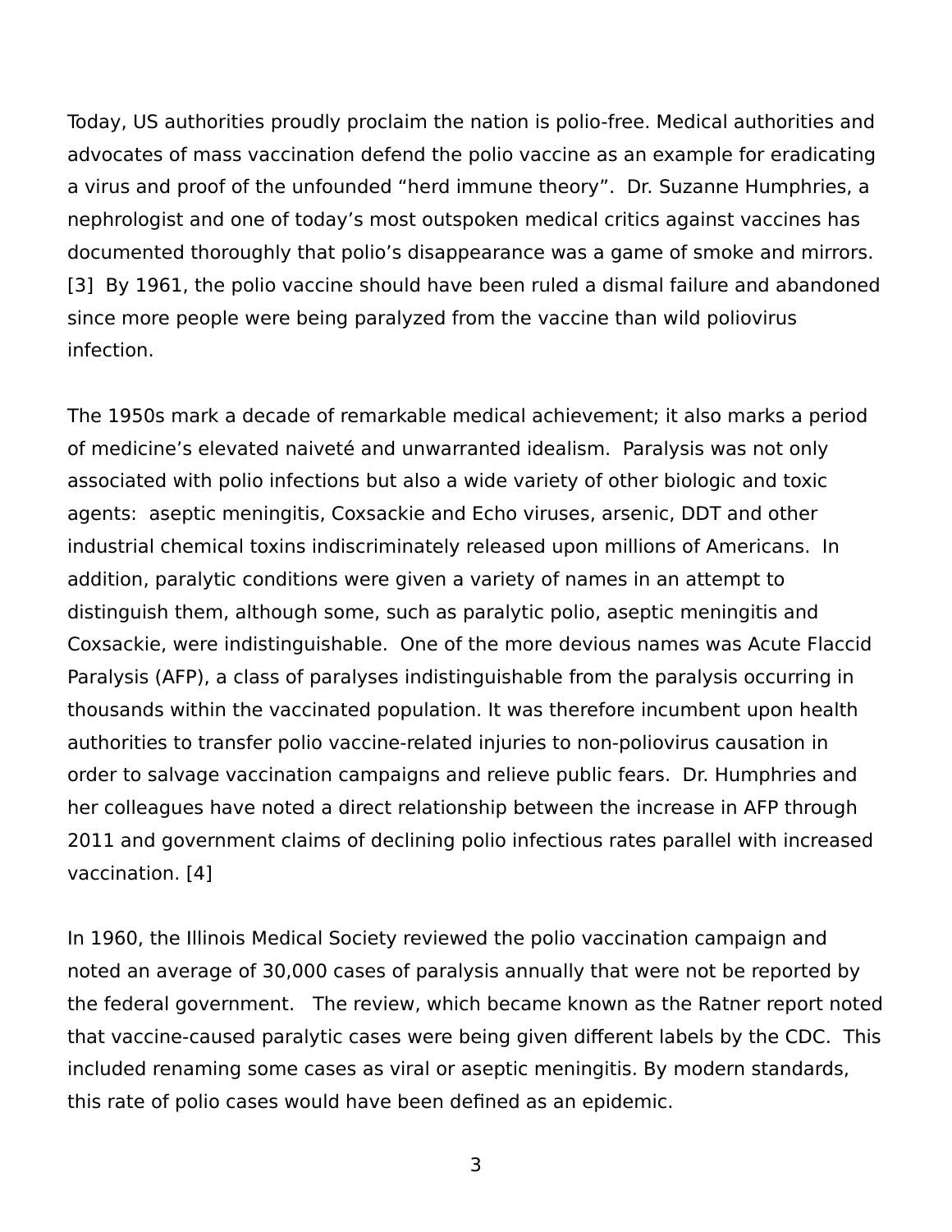Today, US authorities proudly proclaim the nation is polio-free. Medical authorities and advocates of mass vaccination defend the polio vaccine as an example for eradicating a virus and proof of the unfounded "herd immune theory". Dr. Suzanne Humphries, a nephrologist and one of today's most outspoken medical critics against vaccines has documented thoroughly that polio's disappearance was a game of smoke and mirrors. [3] By 1961, the polio vaccine should have been ruled a dismal failure and abandoned since more people were being paralyzed from the vaccine than wild poliovirus infection.

The 1950s mark a decade of remarkable medical achievement; it also marks a period of medicine's elevated naiveté and unwarranted idealism. Paralysis was not only associated with polio infections but also a wide variety of other biologic and toxic agents: aseptic meningitis, Coxsackie and Echo viruses, arsenic, DDT and other industrial chemical toxins indiscriminately released upon millions of Americans. In addition, paralytic conditions were given a variety of names in an attempt to distinguish them, although some, such as paralytic polio, aseptic meningitis and Coxsackie, were indistinguishable. One of the more devious names was Acute Flaccid Paralysis (AFP), a class of paralyses indistinguishable from the paralysis occurring in thousands within the vaccinated population. It was therefore incumbent upon health authorities to transfer polio vaccine-related injuries to non-poliovirus causation in order to salvage vaccination campaigns and relieve public fears. Dr. Humphries and her colleagues have noted a direct relationship between the increase in AFP through 2011 and government claims of declining polio infectious rates parallel with increased vaccination. [4]

In 1960, the Illinois Medical Society reviewed the polio vaccination campaign and noted an average of 30,000 cases of paralysis annually that were not be reported by the federal government. The review, which became known as the Ratner report noted that vaccine-caused paralytic cases were being given different labels by the CDC. This included renaming some cases as viral or aseptic meningitis. By modern standards, this rate of polio cases would have been defined as an epidemic.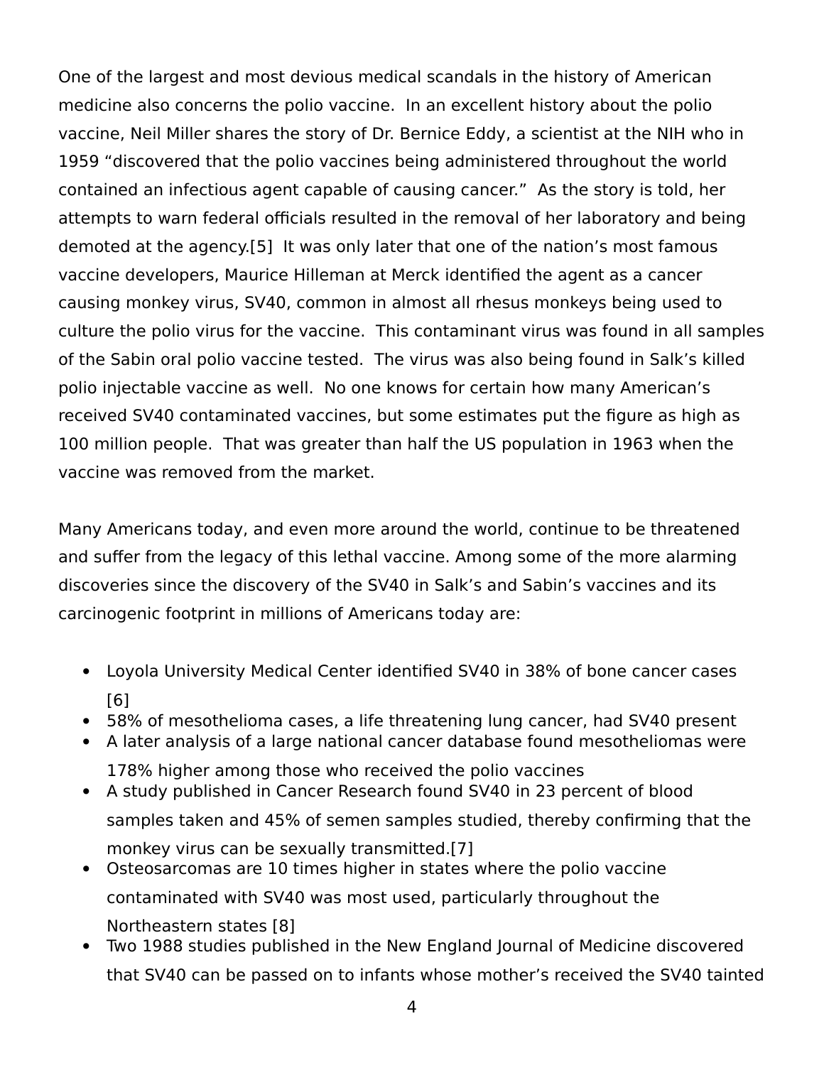One of the largest and most devious medical scandals in the history of American medicine also concerns the polio vaccine.  In an excellent history about the polio vaccine, Neil Miller shares the story of Dr. Bernice Eddy, a scientist at the NIH who in 1959 "discovered that the polio vaccines being administered throughout the world contained an infectious agent capable of causing cancer."  As the story is told, her attempts to warn federal officials resulted in the removal of her laboratory and being demoted at the agency.[5]  It was only later that one of the nation's most famous vaccine developers, Maurice Hilleman at Merck identified the agent as a cancer causing monkey virus, SV40, common in almost all rhesus monkeys being used to culture the polio virus for the vaccine.  This contaminant virus was found in all samples of the Sabin oral polio vaccine tested.  The virus was also being found in Salk's killed polio injectable vaccine as well.  No one knows for certain how many American's received SV40 contaminated vaccines, but some estimates put the figure as high as 100 million people.  That was greater than half the US population in 1963 when the vaccine was removed from the market.

Many Americans today, and even more around the world, continue to be threatened and suffer from the legacy of this lethal vaccine. Among some of the more alarming discoveries since the discovery of the SV40 in Salk's and Sabin's vaccines and its carcinogenic footprint in millions of Americans today are:

- Loyola University Medical Center identified SV40 in 38% of bone cancer cases [6]
- 58% of mesothelioma cases, a life threatening lung cancer, had SV40 present
- A later analysis of a large national cancer database found mesotheliomas were 178% higher among those who received the polio vaccines
- A study published in Cancer Research found SV40 in 23 percent of blood samples taken and 45% of semen samples studied, thereby confirming that the monkey virus can be sexually transmitted.[7]
- Osteosarcomas are 10 times higher in states where the polio vaccine contaminated with SV40 was most used, particularly throughout the Northeastern states [8]
- Two 1988 studies published in the New England Journal of Medicine discovered that SV40 can be passed on to infants whose mother's received the SV40 tainted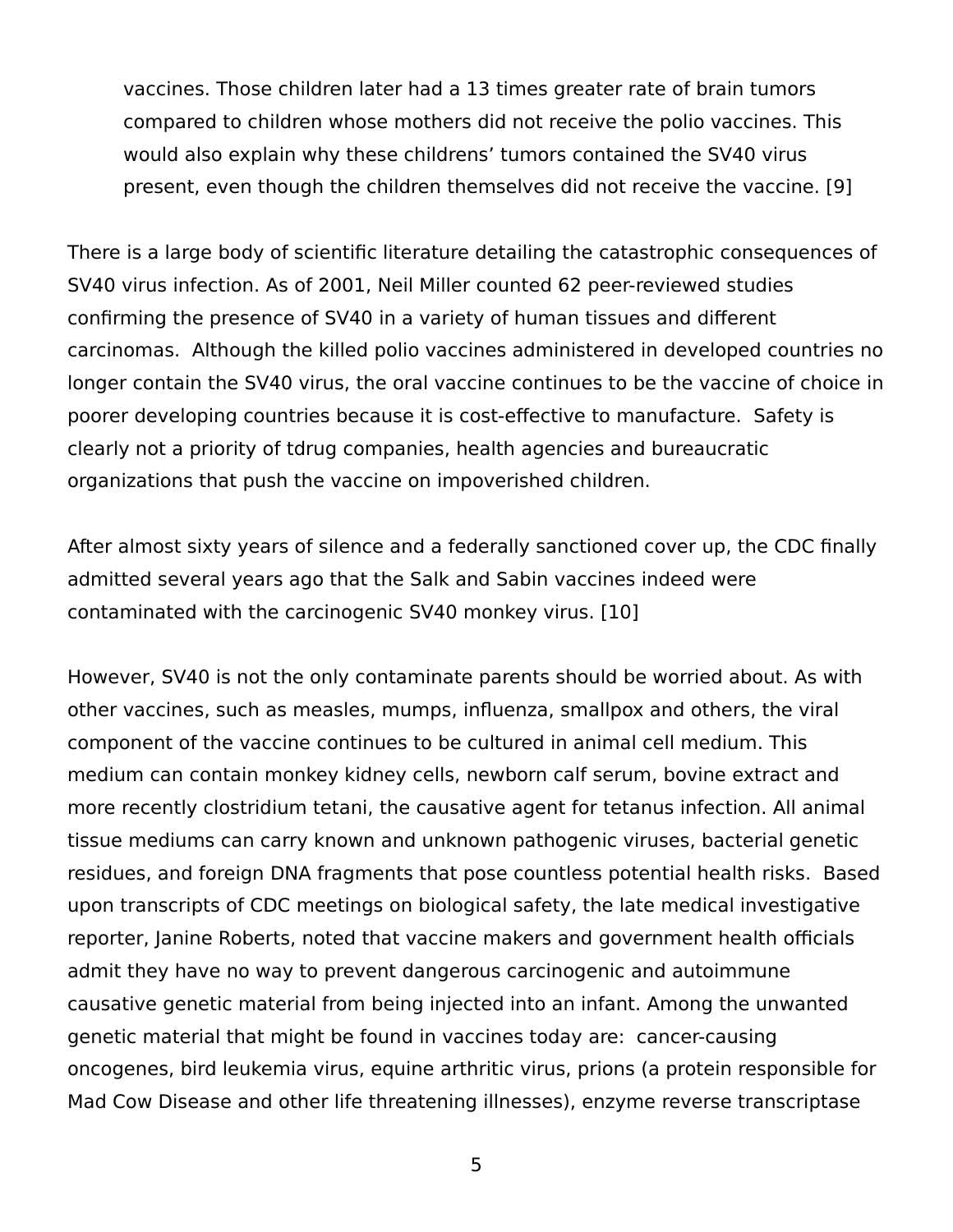> vaccines. Those children later had a 13 times greater rate of brain tumors compared to children whose mothers did not receive the polio vaccines. This would also explain why these childrens' tumors contained the SV40 virus present, even though the children themselves did not receive the vaccine. [9]

There is a large body of scientific literature detailing the catastrophic consequences of SV40 virus infection. As of 2001, Neil Miller counted 62 peer-reviewed studies confirming the presence of SV40 in a variety of human tissues and different carcinomas. Although the killed polio vaccines administered in developed countries no longer contain the SV40 virus, the oral vaccine continues to be the vaccine of choice in poorer developing countries because it is cost-effective to manufacture. Safety is clearly not a priority of tdrug companies, health agencies and bureaucratic organizations that push the vaccine on impoverished children.

After almost sixty years of silence and a federally sanctioned cover up, the CDC finally admitted several years ago that the Salk and Sabin vaccines indeed were contaminated with the carcinogenic SV40 monkey virus. [10]

However, SV40 is not the only contaminate parents should be worried about. As with other vaccines, such as measles, mumps, influenza, smallpox and others, the viral component of the vaccine continues to be cultured in animal cell medium. This medium can contain monkey kidney cells, newborn calf serum, bovine extract and more recently clostridium tetani, the causative agent for tetanus infection. All animal tissue mediums can carry known and unknown pathogenic viruses, bacterial genetic residues, and foreign DNA fragments that pose countless potential health risks. Based upon transcripts of CDC meetings on biological safety, the late medical investigative reporter, Janine Roberts, noted that vaccine makers and government health officials admit they have no way to prevent dangerous carcinogenic and autoimmune causative genetic material from being injected into an infant. Among the unwanted genetic material that might be found in vaccines today are: cancer-causing oncogenes, bird leukemia virus, equine arthritic virus, prions (a protein responsible for Mad Cow Disease and other life threatening illnesses), enzyme reverse transcriptase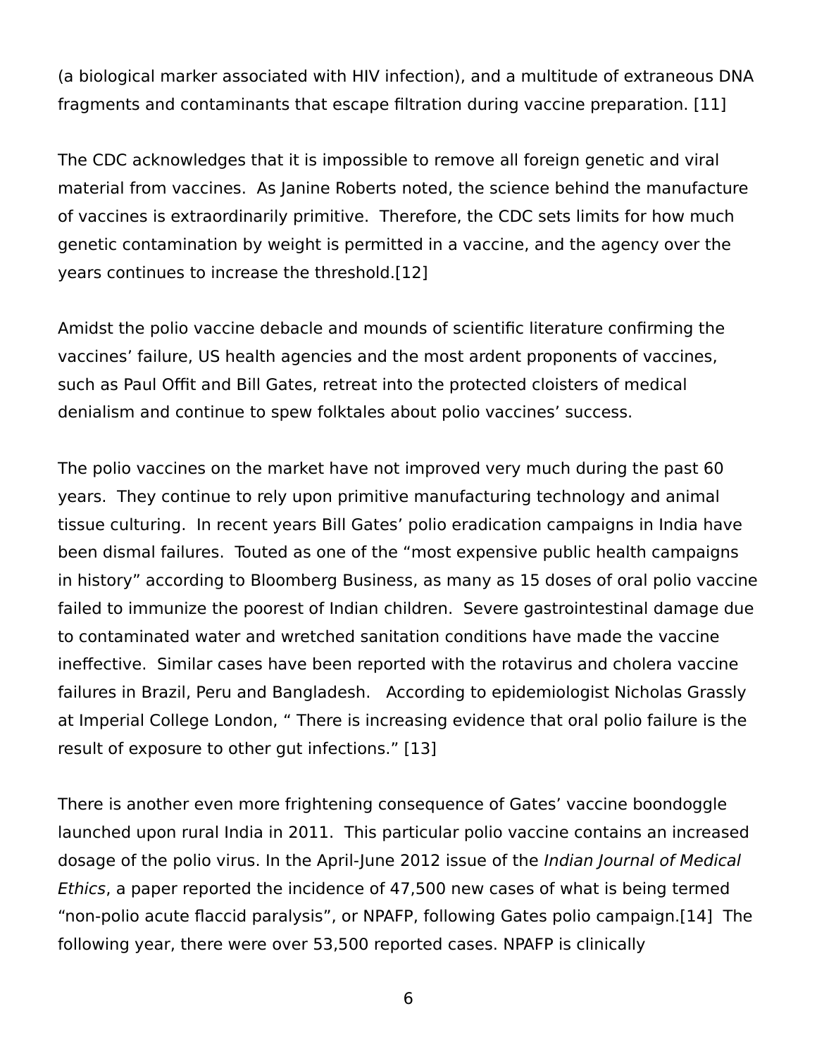(a biological marker associated with HIV infection), and a multitude of extraneous DNA fragments and contaminants that escape filtration during vaccine preparation. [11]

The CDC acknowledges that it is impossible to remove all foreign genetic and viral material from vaccines. As Janine Roberts noted, the science behind the manufacture of vaccines is extraordinarily primitive. Therefore, the CDC sets limits for how much genetic contamination by weight is permitted in a vaccine, and the agency over the years continues to increase the threshold.[12]

Amidst the polio vaccine debacle and mounds of scientific literature confirming the vaccines' failure, US health agencies and the most ardent proponents of vaccines, such as Paul Offit and Bill Gates, retreat into the protected cloisters of medical denialism and continue to spew folktales about polio vaccines' success.

The polio vaccines on the market have not improved very much during the past 60 years. They continue to rely upon primitive manufacturing technology and animal tissue culturing. In recent years Bill Gates' polio eradication campaigns in India have been dismal failures. Touted as one of the "most expensive public health campaigns in history" according to Bloomberg Business, as many as 15 doses of oral polio vaccine failed to immunize the poorest of Indian children. Severe gastrointestinal damage due to contaminated water and wretched sanitation conditions have made the vaccine ineffective. Similar cases have been reported with the rotavirus and cholera vaccine failures in Brazil, Peru and Bangladesh. According to epidemiologist Nicholas Grassly at Imperial College London, " There is increasing evidence that oral polio failure is the result of exposure to other gut infections." [13]

There is another even more frightening consequence of Gates' vaccine boondoggle launched upon rural India in 2011. This particular polio vaccine contains an increased dosage of the polio virus. In the April-June 2012 issue of the *Indian Journal of Medical Ethics*, a paper reported the incidence of 47,500 new cases of what is being termed "non-polio acute flaccid paralysis", or NPAFP, following Gates polio campaign.[14] The following year, there were over 53,500 reported cases. NPAFP is clinically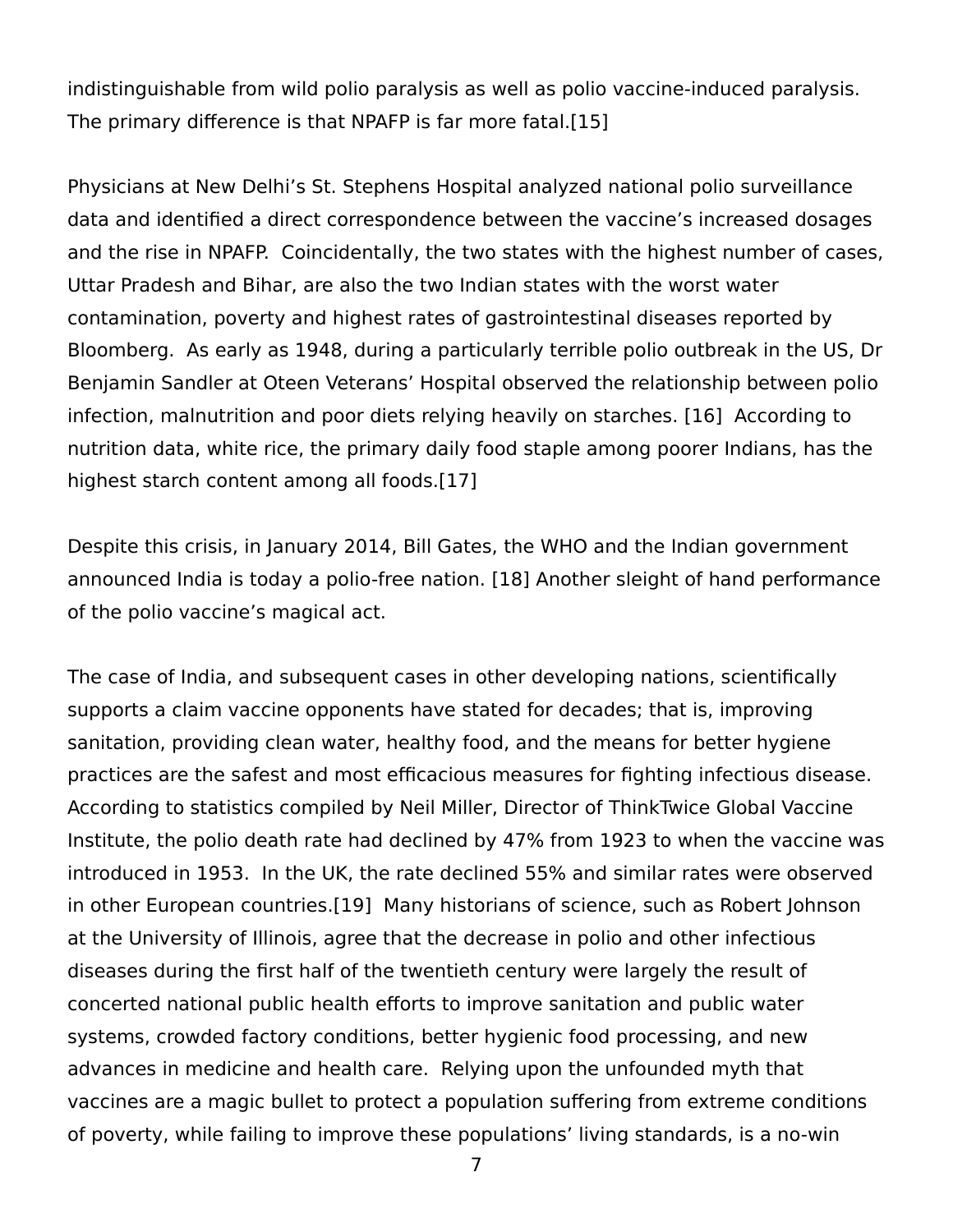indistinguishable from wild polio paralysis as well as polio vaccine-induced paralysis. The primary difference is that NPAFP is far more fatal.[15]

Physicians at New Delhi's St. Stephens Hospital analyzed national polio surveillance data and identified a direct correspondence between the vaccine's increased dosages and the rise in NPAFP. Coincidentally, the two states with the highest number of cases, Uttar Pradesh and Bihar, are also the two Indian states with the worst water contamination, poverty and highest rates of gastrointestinal diseases reported by Bloomberg. As early as 1948, during a particularly terrible polio outbreak in the US, Dr Benjamin Sandler at Oteen Veterans' Hospital observed the relationship between polio infection, malnutrition and poor diets relying heavily on starches. [16] According to nutrition data, white rice, the primary daily food staple among poorer Indians, has the highest starch content among all foods.[17]

Despite this crisis, in January 2014, Bill Gates, the WHO and the Indian government announced India is today a polio-free nation. [18] Another sleight of hand performance of the polio vaccine's magical act.

The case of India, and subsequent cases in other developing nations, scientifically supports a claim vaccine opponents have stated for decades; that is, improving sanitation, providing clean water, healthy food, and the means for better hygiene practices are the safest and most efficacious measures for fighting infectious disease. According to statistics compiled by Neil Miller, Director of ThinkTwice Global Vaccine Institute, the polio death rate had declined by 47% from 1923 to when the vaccine was introduced in 1953. In the UK, the rate declined 55% and similar rates were observed in other European countries.[19] Many historians of science, such as Robert Johnson at the University of Illinois, agree that the decrease in polio and other infectious diseases during the first half of the twentieth century were largely the result of concerted national public health efforts to improve sanitation and public water systems, crowded factory conditions, better hygienic food processing, and new advances in medicine and health care. Relying upon the unfounded myth that vaccines are a magic bullet to protect a population suffering from extreme conditions of poverty, while failing to improve these populations' living standards, is a no-win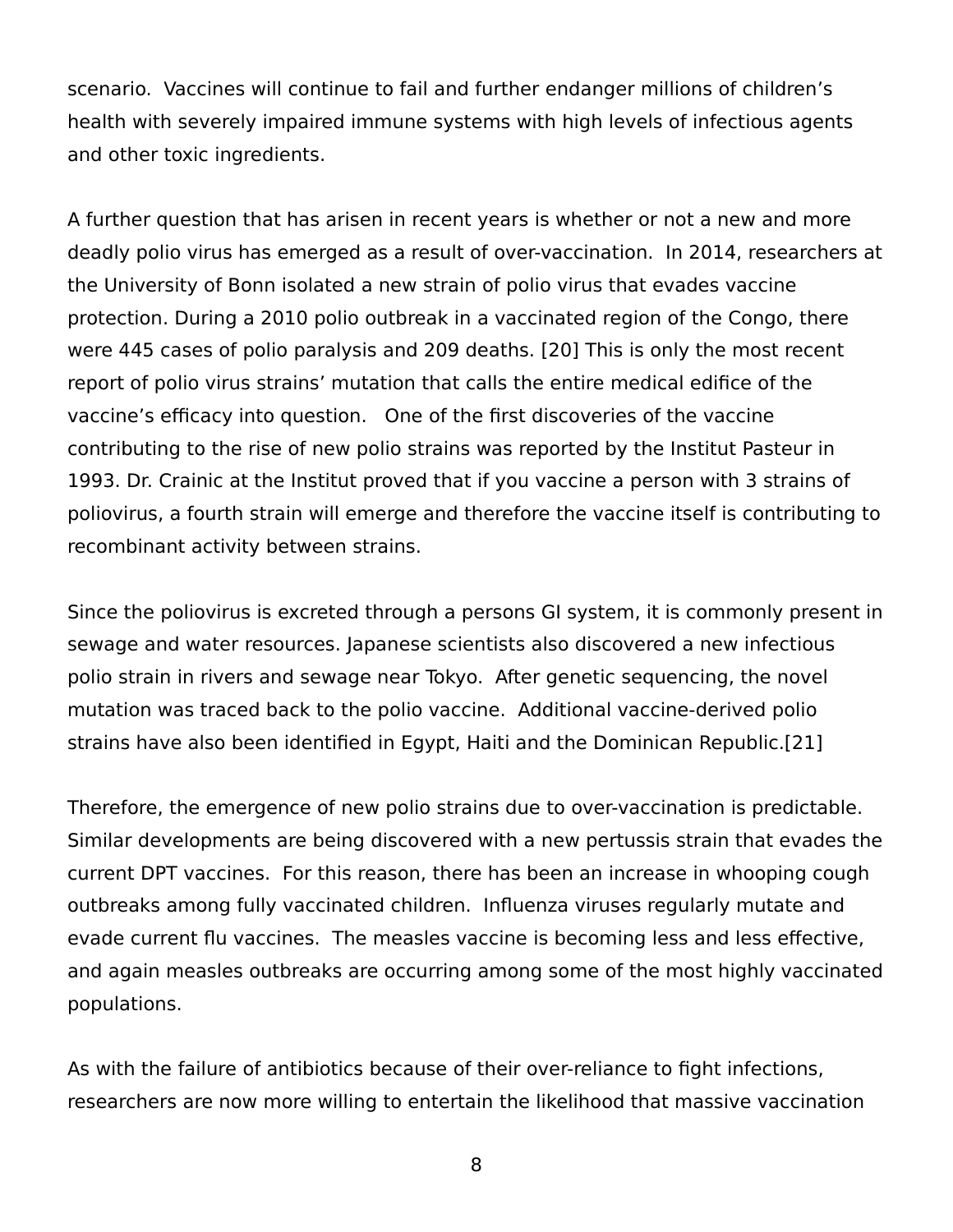scenario.  Vaccines will continue to fail and further endanger millions of children's health with severely impaired immune systems with high levels of infectious agents and other toxic ingredients.

A further question that has arisen in recent years is whether or not a new and more deadly polio virus has emerged as a result of over-vaccination.  In 2014, researchers at the University of Bonn isolated a new strain of polio virus that evades vaccine protection. During a 2010 polio outbreak in a vaccinated region of the Congo, there were 445 cases of polio paralysis and 209 deaths. [20] This is only the most recent report of polio virus strains' mutation that calls the entire medical edifice of the vaccine's efficacy into question.   One of the first discoveries of the vaccine contributing to the rise of new polio strains was reported by the Institut Pasteur in 1993. Dr. Crainic at the Institut proved that if you vaccine a person with 3 strains of poliovirus, a fourth strain will emerge and therefore the vaccine itself is contributing to recombinant activity between strains.

Since the poliovirus is excreted through a persons GI system, it is commonly present in sewage and water resources. Japanese scientists also discovered a new infectious polio strain in rivers and sewage near Tokyo.  After genetic sequencing, the novel mutation was traced back to the polio vaccine.  Additional vaccine-derived polio strains have also been identified in Egypt, Haiti and the Dominican Republic.[21]

Therefore, the emergence of new polio strains due to over-vaccination is predictable. Similar developments are being discovered with a new pertussis strain that evades the current DPT vaccines.  For this reason, there has been an increase in whooping cough outbreaks among fully vaccinated children.  Influenza viruses regularly mutate and evade current flu vaccines.  The measles vaccine is becoming less and less effective, and again measles outbreaks are occurring among some of the most highly vaccinated populations.

As with the failure of antibiotics because of their over-reliance to fight infections, researchers are now more willing to entertain the likelihood that massive vaccination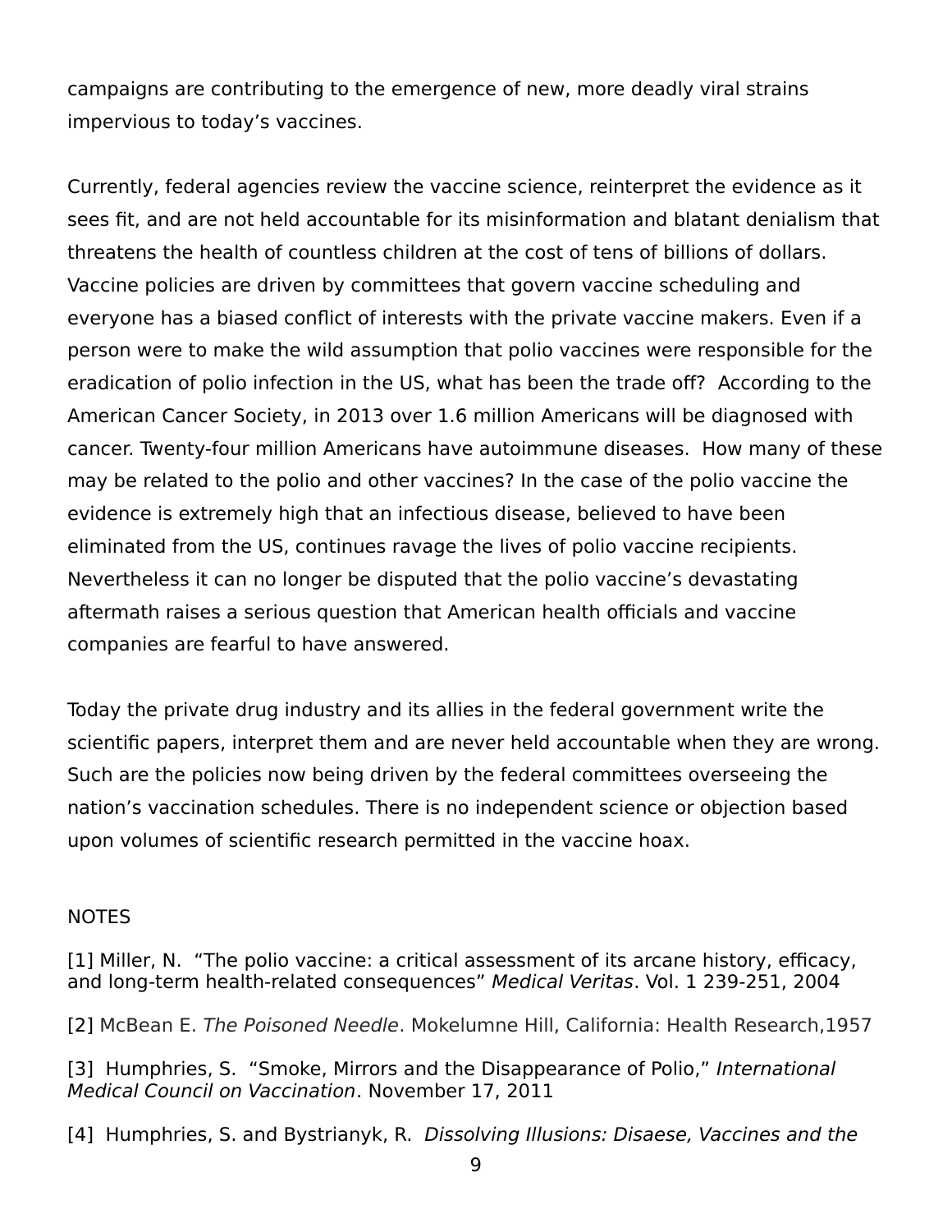campaigns are contributing to the emergence of new, more deadly viral strains impervious to today's vaccines.

Currently, federal agencies review the vaccine science, reinterpret the evidence as it sees fit, and are not held accountable for its misinformation and blatant denialism that threatens the health of countless children at the cost of tens of billions of dollars. Vaccine policies are driven by committees that govern vaccine scheduling and everyone has a biased conflict of interests with the private vaccine makers. Even if a person were to make the wild assumption that polio vaccines were responsible for the eradication of polio infection in the US, what has been the trade off? According to the American Cancer Society, in 2013 over 1.6 million Americans will be diagnosed with cancer. Twenty-four million Americans have autoimmune diseases. How many of these may be related to the polio and other vaccines? In the case of the polio vaccine the evidence is extremely high that an infectious disease, believed to have been eliminated from the US, continues ravage the lives of polio vaccine recipients. Nevertheless it can no longer be disputed that the polio vaccine's devastating aftermath raises a serious question that American health officials and vaccine companies are fearful to have answered.

Today the private drug industry and its allies in the federal government write the scientific papers, interpret them and are never held accountable when they are wrong. Such are the policies now being driven by the federal committees overseeing the nation's vaccination schedules. There is no independent science or objection based upon volumes of scientific research permitted in the vaccine hoax.

NOTES

[1] Miller, N. "The polio vaccine: a critical assessment of its arcane history, efficacy, and long-term health-related consequences" *Medical Veritas*. Vol. 1 239-251, 2004

[2] McBean E. *The Poisoned Needle*. Mokelumne Hill, California: Health Research,1957

[3] Humphries, S. "Smoke, Mirrors and the Disappearance of Polio," *International Medical Council on Vaccination*. November 17, 2011

[4] Humphries, S. and Bystrianyk, R. *Dissolving Illusions: Disaese, Vaccines and the*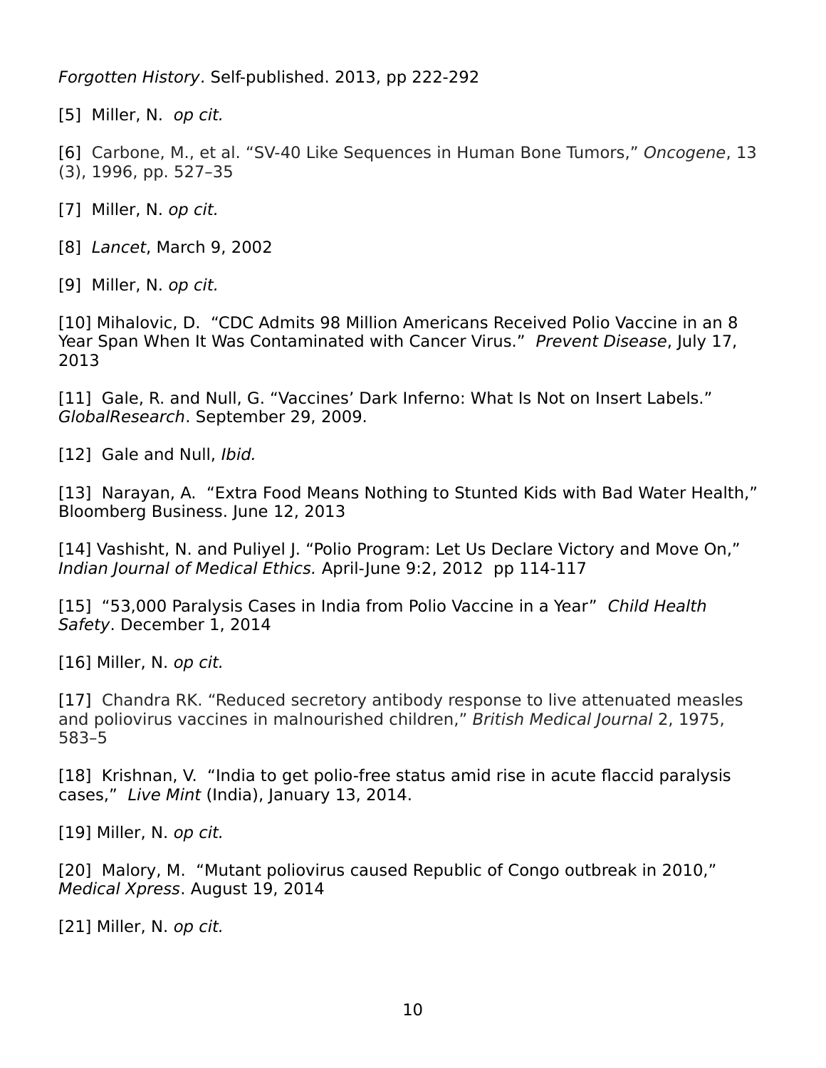*Forgotten History*. Self-published. 2013, pp 222-292

[5] Miller, N. *op cit.*

[6] Carbone, M., et al. “SV-40 Like Sequences in Human Bone Tumors,” *Oncogene*, 13 (3), 1996, pp. 527–35

[7] Miller, N. *op cit.*

[8] *Lancet*, March 9, 2002

[9] Miller, N. *op cit.*

[10] Mihalovic, D. “CDC Admits 98 Million Americans Received Polio Vaccine in an 8 Year Span When It Was Contaminated with Cancer Virus.” *Prevent Disease*, July 17, 2013

[11] Gale, R. and Null, G. “Vaccines’ Dark Inferno: What Is Not on Insert Labels.” *GlobalResearch*. September 29, 2009.

[12] Gale and Null, *Ibid.*

[13] Narayan, A. “Extra Food Means Nothing to Stunted Kids with Bad Water Health,” Bloomberg Business. June 12, 2013

[14] Vashisht, N. and Puliyel J. “Polio Program: Let Us Declare Victory and Move On,” *Indian Journal of Medical Ethics.* April-June 9:2, 2012 pp 114-117

[15] “53,000 Paralysis Cases in India from Polio Vaccine in a Year” *Child Health Safety*. December 1, 2014

[16] Miller, N. *op cit.*

[17] Chandra RK. “Reduced secretory antibody response to live attenuated measles and poliovirus vaccines in malnourished children,” *British Medical Journal* 2, 1975, 583–5

[18] Krishnan, V. “India to get polio-free status amid rise in acute flaccid paralysis cases,” *Live Mint* (India), January 13, 2014.

[19] Miller, N. *op cit.*

[20] Malory, M. “Mutant poliovirus caused Republic of Congo outbreak in 2010,” *Medical Xpress*. August 19, 2014

[21] Miller, N. *op cit.*